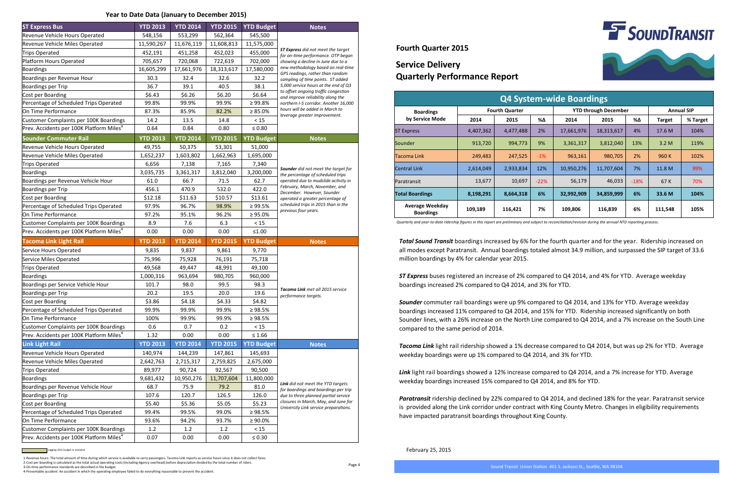## Year to Date Data (January to December 2015)

| ST Express Bus | YTD 2013 | YTD 2014 | YTD 2015 | YTD Budget | Notes |
|---|---|---|---|---|---|
| Revenue Vehicle Hours Operated | 548,156 | 553,299 | 562,364 | 545,500 | *ST Express did not meet the target for on-time performance. OTP began showing a decline in June due to a new methodology based on real-time GPS readings, rather than random sampling of time points. ST added 5,000 service hours at the end of Q3 to offset ongoing traffic congestion and improve reliability along the northern I-5 corridor. Another 16,000 hours will be added in March to leverage greater improvement.* |
| Revenue Vehicle Miles Operated | 11,590,267 | 11,676,119 | 11,608,813 | 11,575,000 | |
| Trips Operated | 452,191 | 451,258 | 452,023 | 455,000 | |
| Platform Hours Operated | 705,657 | 720,068 | 722,619 | 702,000 | |
| Boardings | 16,605,299 | 17,661,976 | 18,313,617 | 17,580,000 | |
| Boardings per Revenue Hour | 30.3 | 32.4 | 32.6 | 32.2 | |
| Boardings per Trip | 36.7 | 39.1 | 40.5 | 38.1 | |
| Cost per Boarding | $6.43 | $6.26 | $6.20 | $6.64 | |
| Percentage of Scheduled Trips Operated | 99.8% | 99.9% | 99.9% | ≥ 99.8% | |
| On Time Performance | 87.3% | 85.9% | 82.2% | ≥ 85.0% | |
| Customer Complaints per 100K Boardings | 14.2 | 13.5 | 14.8 | < 15 | |
| Prev. Accidents per 100K Platform Miles[4] | 0.64 | 0.84 | 0.80 | ≤ 0.80 | |

| Sounder Commuter Rail | YTD 2013 | YTD 2014 | YTD 2015 | YTD Budget | Notes |
|---|---|---|---|---|---|
| Revenue Vehicle Hours Operated | 49,755 | 50,375 | 53,301 | 51,000 | *Sounder did not meet the target for the percentage of scheduled trips operated due to mudslide activity in February, March, November, and December. However, Sounder operated a greater percentage of scheduled trips in 2015 than in the previous four years.* |
| Revenue Vehicle Miles Operated | 1,652,237 | 1,603,802 | 1,662,963 | 1,695,000 | |
| Trips Operated | 6,656 | 7,138 | 7,165 | 7,340 | |
| Boardings | 3,035,735 | 3,361,317 | 3,812,040 | 3,200,000 | |
| Boardings per Revenue Vehicle Hour | 61.0 | 66.7 | 71.5 | 62.7 | |
| Boardings per Trip | 456.1 | 470.9 | 532.0 | 422.0 | |
| Cost per Boarding | $12.18 | $11.63 | $10.57 | $13.61 | |
| Percentage of Scheduled Trips Operated | 97.9% | 96.7% | 98.9% | ≥ 99.5% | |
| On Time Performance | 97.2% | 95.1% | 96.2% | ≥ 95.0% | |
| Customer Complaints per 100K Boardings | 8.9 | 7.6 | 6.3 | < 15 | |
| Prev. Accidents per 100K Platform Miles[4] | 0.00 | 0.00 | 0.00 | ≤1.00 | |

| Tacoma Link Light Rail | YTD 2013 | YTD 2014 | YTD 2015 | YTD Budget | Notes |
|---|---|---|---|---|---|
| Service Hours Operated | 9,835 | 9,837 | 9,861 | 9,770 | *Tacoma Link met all 2015 service performance targets.* |
| Service Miles Operated | 75,996 | 75,928 | 76,191 | 75,718 | |
| Trips Operated | 49,568 | 49,447 | 48,991 | 49,100 | |
| Boardings | 1,000,316 | 963,694 | 980,705 | 960,000 | |
| Boardings per Service Vehicle Hour | 101.7 | 98.0 | 99.5 | 98.3 | |
| Boardings per Trip | 20.2 | 19.5 | 20.0 | 19.6 | |
| Cost per Boarding | $3.86 | $4.18 | $4.33 | $4.82 | |
| Percentage of Scheduled Trips Operated | 99.9% | 99.9% | 99.9% | ≥ 98.5% | |
| On Time Performance | 100% | 99.9% | 99.9% | ≥ 98.5% | |
| Customer Complaints per 100K Boardings | 0.6 | 0.7 | 0.2 | < 15 | |
| Prev. Accidents per 100K Platform Miles[4] | 1.32 | 0.00 | 0.00 | ≤ 1.66 | |

| Link Light Rail | YTD 2013 | YTD 2014 | YTD 2015 | YTD Budget | Notes |
|---|---|---|---|---|---|
| Revenue Vehicle Hours Operated | 140,974 | 144,239 | 147,861 | 145,693 | *Link did not meet the YTD targets for boardings and boardings per trip due to three planned partial service closures in March, May, and June for University Link service preparations.* |
| Revenue Vehicle Miles Operated | 2,642,763 | 2,715,317 | 2,759,825 | 2,675,000 | |
| Trips Operated | 89,977 | 90,724 | 92,567 | 90,500 | |
| Boardings | 9,681,432 | 10,950,276 | 11,707,604 | 11,800,000 | |
| Boardings per Revenue Vehicle Hour | 68.7 | 75.9 | 79.2 | 81.0 | |
| Boardings per Trip | 107.6 | 120.7 | 126.5 | 126.0 | |
| Cost per Boarding | $5.40 | $5.36 | $5.05 | $5.23 | |
| Percentage of Scheduled Trips Operated | 99.4% | 99.5% | 99.0% | ≥ 98.5% | |
| On Time Performance | 93.6% | 94.2% | 93.7% | ≥ 90.0% | |
| Customer Complaints per 100K Boardings | 1.2 | 1.2 | 1.2 | < 15 | |
| Prev. Accidents per 100K Platform Miles[4] | 0.07 | 0.00 | 0.00 | ≤ 0.30 | |

Lagging 2015 budget or standard

1-Revenue hours: The total amount of time during which service is available to carry passengers. Tacoma Link reports as service hours since it does not collect fares.
2-Cost per boarding is calculated as the total actual operating costs (including Agency overhead) before depreciation divided by the total number of riders.
3-On-time performance standards are described in the budget.
4-Preventable accident: An accident in which the operating employee failed to do everything reasonable to prevent the accident.

## Fourth Quarter 2015

# Service Delivery Quarterly Performance Report

SOUNDTRANSIT

### Q4 System-wide Boardings

| Boardings by Service Mode | Fourth Quarter | | | YTD through December | | | Annual SIP | |
|---|---|---|---|---|---|---|---|---|
| | 2014 | 2015 | %Δ | 2014 | 2015 | %Δ | Target | % Target |
| ST Express | 4,407,362 | 4,477,488 | 2% | 17,661,976 | 18,313,617 | 4% | 17.6 M | 104% |
| Sounder | 913,720 | 994,773 | 9% | 3,361,317 | 3,812,040 | 13% | 3.2 M | 119% |
| Tacoma Link | 249,483 | 247,525 | -1% | 963,161 | 980,705 | 2% | 960 K | 102% |
| Central Link | 2,614,049 | 2,933,834 | 12% | 10,950,276 | 11,707,604 | 7% | 11.8 M | 99% |
| Paratransit | 13,677 | 10,697 | -22% | 56,179 | 46,033 | -18% | 67 K | 70% |
| **Total Boardings** | **8,198,291** | **8,664,318** | **6%** | **32,992,909** | **34,859,999** | **6%** | **33.6 M** | **104%** |
| **Average Weekday Boardings** | **109,189** | **116,421** | **7%** | **109,806** | **116,839** | **6%** | **111,548** | **105%** |

*Quarterly and year-to-date ridership figures in this report are preliminary and subject to reconciliation/revision during the annual NTD reporting process.*

***Total Sound Transit*** boardings increased by 6% for the fourth quarter and for the year. Ridership increased on all modes except Paratransit. Annual boardings totaled almost 34.9 million, and surpassed the SIP target of 33.6 million boardings by 4% for calendar year 2015.

***ST Express*** buses registered an increase of 2% compared to Q4 2014, and 4% for YTD. Average weekday boardings increased 2% compared to Q4 2014, and 3% for YTD.

***Sounder*** commuter rail boardings were up 9% compared to Q4 2014, and 13% for YTD. Average weekday boardings increased 11% compared to Q4 2014, and 15% for YTD. Ridership increased significantly on both Sounder lines, with a 26% increase on the North Line compared to Q4 2014, and a 7% increase on the South Line compared to the same period of 2014.

***Tacoma Link*** light rail ridership showed a 1% decrease compared to Q4 2014, but was up 2% for YTD. Average weekday boardings were up 1% compared to Q4 2014, and 3% for YTD.

***Link*** light rail boardings showed a 12% increase compared to Q4 2014, and a 7% increase for YTD. Average weekday boardings increased 15% compared to Q4 2014, and 8% for YTD.

***Paratransit*** ridership declined by 22% compared to Q4 2014, and declined 18% for the year. Paratransit service is provided along the Link corridor under contract with King County Metro. Changes in eligibility requirements have impacted paratransit boardings throughout King County.

February 25, 2015

Sound Transit Union Station 401 S. Jackson St., Seattle, WA 98104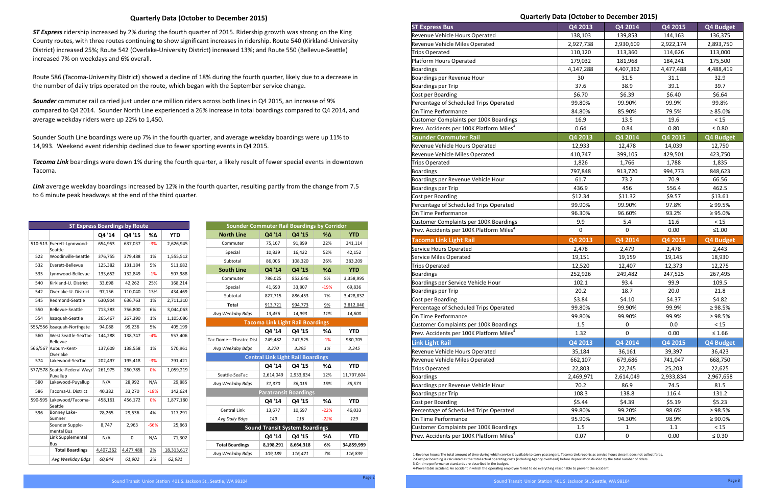## Quarterly Data (October to December 2015)

***ST Express*** ridership increased by 2% during the fourth quarter of 2015. Ridership growth was strong on the King County routes, with three routes continuing to show significant increases in ridership. Route 540 (Kirkland-University District) increased 25%; Route 542 (Overlake-University District) increased 13%; and Route 550 (Bellevue-Seattle) increased 7% on weekdays and 6% overall.

Route 586 (Tacoma-University District) showed a decline of 18% during the fourth quarter, likely due to a decrease in the number of daily trips operated on the route, which began with the September service change.

***Sounder*** commuter rail carried just under one million riders across both lines in Q4 2015, an increase of 9% compared to Q4 2014. Sounder North Line experienced a 26% increase in total boardings compared to Q4 2014, and average weekday riders were up 22% to 1,450.

Sounder South Line boardings were up 7% in the fourth quarter, and average weekday boardings were up 11% to 14,993. Weekend event ridership declined due to fewer sporting events in Q4 2015.

***Tacoma Link*** boardings were down 1% during the fourth quarter, a likely result of fewer special events in downtown Tacoma.

***Link*** average weekday boardings increased by 12% in the fourth quarter, resulting partly from the change from 7.5 to 6 minute peak headways at the end of the third quarter.

**ST Express Boardings by Route**

| | | Q4 '14 | Q4 '15 | %Δ | YTD |
|---|---|---|---|---|---|
| 510-513 | Everett-Lynnwood-Seattle | 654,953 | 637,037 | -3% | 2,626,945 |
| 522 | Woodinville-Seattle | 376,755 | 379,488 | 1% | 1,555,512 |
| 532 | Everett-Bellevue | 125,382 | 131,184 | 5% | 511,682 |
| 535 | Lynnwood-Bellevue | 133,652 | 132,849 | -1% | 507,988 |
| 540 | Kirkland-U. District | 33,698 | 42,262 | 25% | 168,214 |
| 542 | Overlake-U. District | 97,156 | 110,040 | 13% | 434,469 |
| 545 | Redmond-Seattle | 630,904 | 636,763 | 1% | 2,711,310 |
| 550 | Bellevue-Seattle | 713,383 | 756,800 | 6% | 3,044,063 |
| 554 | Issaquah-Seattle | 265,467 | 267,390 | 1% | 1,105,086 |
| 555/556 | Issaquah-Northgate | 94,088 | 99,236 | 5% | 405,199 |
| 560 | West Seattle-SeaTac-Bellevue | 144,288 | 138,747 | -4% | 557,406 |
| 566/567 | Auburn-Kent-Overlake | 137,609 | 138,558 | 1% | 570,961 |
| 574 | Lakewood-SeaTac | 202,497 | 195,418 | -3% | 791,421 |
| 577/578 | Seattle-Federal Way/Puyallup | 261,975 | 260,785 | 0% | 1,059,219 |
| 580 | Lakewood-Puyallup | N/A | 28,992 | N/A | 29,885 |
| 586 | Tacoma-U. District | 40,382 | 33,270 | -18% | 142,624 |
| 590-595 | Lakewood/Tacoma-Seattle | 458,161 | 456,172 | 0% | 1,877,180 |
| 596 | Bonney Lake-Sumner | 28,265 | 29,536 | 4% | 117,291 |
| | Sounder Supplemental Bus | 8,747 | 2,963 | -66% | 25,863 |
| | Link Supplemental Bus | N/A | 0 | N/A | 71,302 |
| | **Total Boardings** | 4,407,362 | 4,477,488 | 2% | 18,313,617 |
| | *Avg Weekday Bdgs* | *60,844* | *61,902* | *2%* | *62,981* |

**Sounder Commuter Rail Boardings by Corridor**

| **North Line** | Q4 '14 | Q4 '15 | %Δ | YTD |
|---|---|---|---|---|
| Commuter | 75,167 | 91,899 | 22% | 341,114 |
| Special | 10,839 | 16,422 | 52% | 42,152 |
| Subtotal | 86,006 | 108,320 | 26% | 383,209 |
| **South Line** | **Q4 '14** | **Q4 '15** | **%Δ** | **YTD** |
| Commuter | 786,025 | 852,646 | 8% | 3,358,995 |
| Special | 41,690 | 33,807 | -19% | 69,836 |
| Subtotal | 827,715 | 886,453 | 7% | 3,428,832 |
| **Total** | 913,721 | 994,773 | 9% | 3,812,040 |
| *Avg Weekday Bdgs* | *13,456* | *14,993* | *11%* | *14,600* |

**Tacoma Link Light Rail Boardings**

| | Q4 '14 | Q4 '15 | %Δ | YTD |
|---|---|---|---|---|
| Tac Dome—Theatre Dist | 249,482 | 247,525 | -1% | 980,705 |
| *Avg Weekday Bdgs* | *3,370* | *3,395* | *1%* | *3,345* |

**Central Link Light Rail Boardings**

| | Q4 '14 | Q4 '15 | %Δ | YTD |
|---|---|---|---|---|
| Seattle-SeaTac | 2,614,049 | 2,933,834 | 12% | 11,707,604 |
| *Avg Weekday Bdgs* | *31,370* | *36,015* | *15%* | *35,573* |

**Paratransit Boardings**

| | Q4 '14 | Q4 '15 | %Δ | YTD |
|---|---|---|---|---|
| Central Link | 13,677 | 10,697 | -22% | 46,033 |
| *Avg Daily Bdgs* | *149* | *116* | *-22%* | *129* |

**Sound Transit System Boardings**

| | Q4 '14 | Q4 '15 | %Δ | YTD |
|---|---|---|---|---|
| **Total Boardings** | 8,198,291 | 8,664,318 | 6% | 34,859,999 |
| *Avg Weekday Bdgs* | *109,189* | *116,421* | *7%* | *116,839* |

## Quarterly Data (October to December 2015)

| **ST Express Bus** | **Q4 2013** | **Q4 2014** | **Q4 2015** | **Q4 Budget** |
|---|---|---|---|---|
| Revenue Vehicle Hours Operated | 138,103 | 139,853 | 144,163 | 136,375 |
| Revenue Vehicle Miles Operated | 2,927,738 | 2,930,609 | 2,922,174 | 2,893,750 |
| Trips Operated | 110,120 | 113,360 | 114,626 | 113,000 |
| Platform Hours Operated | 179,032 | 181,968 | 184,241 | 175,500 |
| Boardings | 4,147,288 | 4,407,362 | 4,477,488 | 4,488,419 |
| Boardings per Revenue Hour | 30 | 31.5 | 31.1 | 32.9 |
| Boardings per Trip | 37.6 | 38.9 | 39.1 | 39.7 |
| Cost per Boarding | $6.70 | $6.39 | $6.40 | $6.64 |
| Percentage of Scheduled Trips Operated | 99.80% | 99.90% | 99.9% | 99.8% |
| On Time Performance | 84.80% | 85.90% | 79.5% | ≥ 85.0% |
| Customer Complaints per 100K Boardings | 16.9 | 13.5 | 19.6 | < 15 |
| Prev. Accidents per 100K Platform Miles[4] | 0.64 | 0.84 | 0.80 | ≤ 0.80 |
| **Sounder Commuter Rail** | **Q4 2013** | **Q4 2014** | **Q4 2015** | **Q4 Budget** |
| Revenue Vehicle Hours Operated | 12,933 | 12,478 | 14,039 | 12,750 |
| Revenue Vehicle Miles Operated | 410,747 | 399,105 | 429,501 | 423,750 |
| Trips Operated | 1,826 | 1,766 | 1,788 | 1,835 |
| Boardings | 797,848 | 913,720 | 994,773 | 848,623 |
| Boardings per Revenue Vehicle Hour | 61.7 | 73.2 | 70.9 | 66.56 |
| Boardings per Trip | 436.9 | 456 | 556.4 | 462.5 |
| Cost per Boarding | $12.34 | $11.32 | $9.57 | $13.61 |
| Percentage of Scheduled Trips Operated | 99.90% | 99.90% | 97.8% | ≥ 99.5% |
| On Time Performance | 96.30% | 96.60% | 93.2% | ≥ 95.0% |
| Customer Complaints per 100K Boardings | 9.9 | 5.4 | 11.6 | < 15 |
| Prev. Accidents per 100K Platform Miles[4] | 0 | 0 | 0.00 | ≤1.00 |
| **Tacoma Link Light Rail** | **Q4 2013** | **Q4 2014** | **Q4 2015** | **Q4 Budget** |
| Service Hours Operated | 2,478 | 2,479 | 2,478 | 2,443 |
| Service Miles Operated | 19,151 | 19,159 | 19,145 | 18,930 |
| Trips Operated | 12,520 | 12,407 | 12,373 | 12,275 |
| Boardings | 252,926 | 249,482 | 247,525 | 267,495 |
| Boardings per Service Vehicle Hour | 102.1 | 93.4 | 99.9 | 109.5 |
| Boardings per Trip | 20.2 | 18.7 | 20.0 | 21.8 |
| Cost per Boarding | $3.84 | $4.10 | $4.37 | $4.82 |
| Percentage of Scheduled Trips Operated | 99.80% | 99.90% | 99.9% | ≥ 98.5% |
| On Time Performance | 99.80% | 99.90% | 99.9% | ≥ 98.5% |
| Customer Complaints per 100K Boardings | 1.5 | 0 | 0.0 | < 15 |
| Prev. Accidents per 100K Platform Miles[4] | 1.32 | 0 | 0.00 | ≤ 1.66 |
| **Link Light Rail** | **Q4 2013** | **Q4 2014** | **Q4 2015** | **Q4 Budget** |
| Revenue Vehicle Hours Operated | 35,184 | 36,161 | 39,397 | 36,423 |
| Revenue Vehicle Miles Operated | 662,107 | 679,686 | 741,047 | 668,750 |
| Trips Operated | 22,803 | 22,745 | 25,203 | 22,625 |
| Boardings | 2,469,971 | 2,614,049 | 2,933,834 | 2,967,658 |
| Boardings per Revenue Vehicle Hour | 70.2 | 86.9 | 74.5 | 81.5 |
| Boardings per Trip | 108.3 | 138.8 | 116.4 | 131.2 |
| Cost per Boarding | $5.44 | $4.39 | $5.19 | $5.23 |
| Percentage of Scheduled Trips Operated | 99.80% | 99.20% | 98.6% | ≥ 98.5% |
| On Time Performance | 95.90% | 94.30% | 98.9% | ≥ 90.0% |
| Customer Complaints per 100K Boardings | 1.5 | 1 | 1.1 | < 15 |
| Prev. Accidents per 100K Platform Miles[4] | 0.07 | 0 | 0.00 | ≤ 0.30 |

1-Revenue hours: The total amount of time during which service is available to carry passengers. Tacoma Link reports as service hours since it does not collect fares.
2-Cost per boarding is calculated as the total actual operating costs (including Agency overhead) before depreciation divided by the total number of riders.
3-On-time performance standards are described in the budget.
4-Preventable accident: An accident in which the operating employee failed to do everything reasonable to prevent the accident.